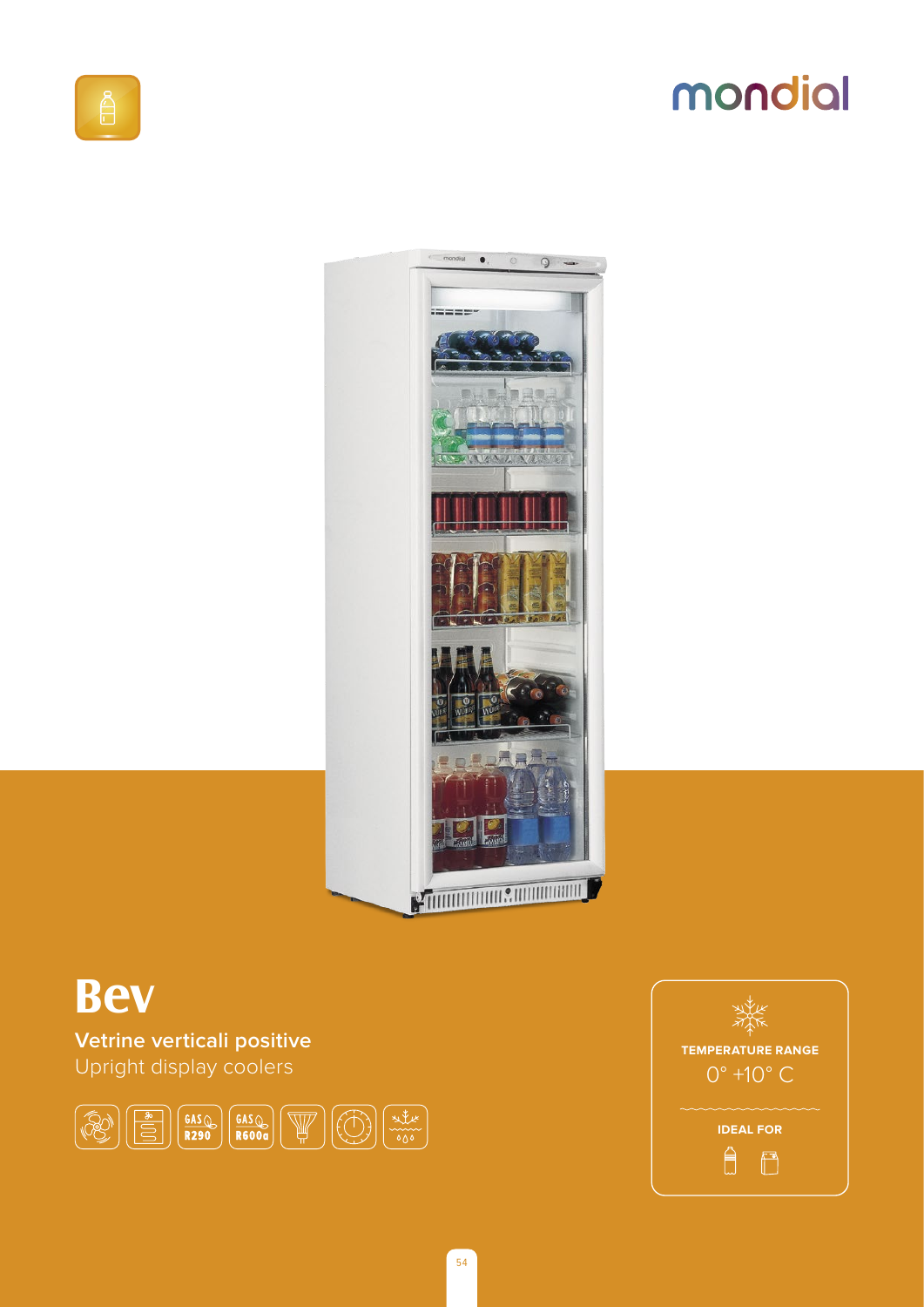mondial

# Bev

**Vetrine verticali positive**

Upright display coolers

GAS R290 | GAS R600a

TEMPERATURE RANGE

0° +10° C

IDEAL FOR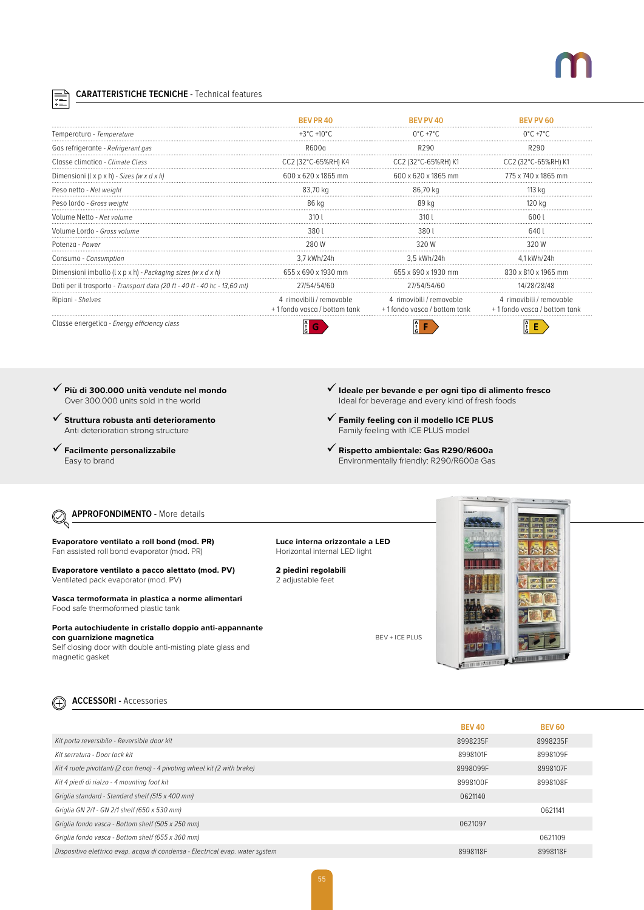## CARATTERISTICHE TECNICHE - Technical features

| | BEV PR 40 | BEV PV 40 | BEV PV 60 |
|---|---|---|---|
| Temperatura - *Temperature* | +3°C +10°C | 0°C +7°C | 0°C +7°C |
| Gas refrigerante - *Refrigerant gas* | R600a | R290 | R290 |
| Classe climatica - *Climate Class* | CC2 (32°C-65%RH) K4 | CC2 (32°C-65%RH) K1 | CC2 (32°C-65%RH) K1 |
| Dimensioni (l x p x h) - *Sizes (w x d x h)* | 600 x 620 x 1865 mm | 600 x 620 x 1865 mm | 775 x 740 x 1865 mm |
| Peso netto - *Net weight* | 83,70 kg | 86,70 kg | 113 kg |
| Peso lordo - *Gross weight* | 86 kg | 89 kg | 120 kg |
| Volume Netto - *Net volume* | 310 l | 310 l | 600 l |
| Volume Lordo - *Gross volume* | 380 l | 380 l | 640 l |
| Potenza - *Power* | 280 W | 320 W | 320 W |
| Consumo - *Consumption* | 3,7 kWh/24h | 3,5 kWh/24h | 4,1 kWh/24h |
| Dimensioni imballo (l x p x h) - *Packaging sizes (w x d x h)* | 655 x 690 x 1930 mm | 655 x 690 x 1930 mm | 830 x 810 x 1965 mm |
| Dati per il trasporto - *Transport data (20 ft - 40 ft - 40 hc - 13,60 mt)* | 27/54/54/60 | 27/54/54/60 | 14/28/28/48 |
| Ripiani - *Shelves* | 4 rimovibili / removable + 1 fondo vasca / bottom tank | 4 rimovibili / removable + 1 fondo vasca / bottom tank | 4 rimovibili / removable + 1 fondo vasca / bottom tank |
| Classe energetica - *Energy efficiency class* | G | F | E |

- ✓ **Più di 300.000 unità vendute nel mondo**
  Over 300.000 units sold in the world
- ✓ **Struttura robusta anti deterioramento**
  Anti deterioration strong structure
- ✓ **Facilmente personalizzabile**
  Easy to brand
- ✓ **Ideale per bevande e per ogni tipo di alimento fresco**
  Ideal for beverage and every kind of fresh foods
- ✓ **Family feeling con il modello ICE PLUS**
  Family feeling with ICE PLUS model
- ✓ **Rispetto ambientale: Gas R290/R600a**
  Environmentally friendly: R290/R600a Gas

## APPROFONDIMENTO - More details

**Evaporatore ventilato a roll bond (mod. PR)**
Fan assisted roll bond evaporator (mod. PR)

**Evaporatore ventilato a pacco alettato (mod. PV)**
Ventilated pack evaporator (mod. PV)

**Vasca termoformata in plastica a norme alimentari**
Food safe thermoformed plastic tank

**Porta autochiudente in cristallo doppio anti-appannante con guarnizione magnetica**
Self closing door with double anti-misting plate glass and magnetic gasket

**Luce interna orizzontale a LED**
Horizontal internal LED light

**2 piedini regolabili**
2 adjustable feet

BEV + ICE PLUS

## ACCESSORI - Accessories

| | BEV 40 | BEV 60 |
|---|---|---|
| *Kit porta reversibile - Reversible door kit* | 8998235F | 8998235F |
| *Kit serratura - Door lock kit* | 8998101F | 8998109F |
| *Kit 4 ruote pivottanti (2 con freno) - 4 pivoting wheel kit (2 with brake)* | 8998099F | 8998107F |
| *Kit 4 piedi di rialzo - 4 mounting foot kit* | 8998100F | 8998108F |
| *Griglia standard - Standard shelf (515 x 400 mm)* | 0621140 | |
| *Griglia GN 2/1 - GN 2/1 shelf (650 x 530 mm)* | | 0621141 |
| *Griglia fondo vasca - Bottom shelf (505 x 250 mm)* | 0621097 | |
| *Griglia fondo vasca - Bottom shelf (655 x 360 mm)* | | 0621109 |
| *Dispositivo elettrico evap. acqua di condensa - Electrical evap. water system* | 8998118F | 8998118F |